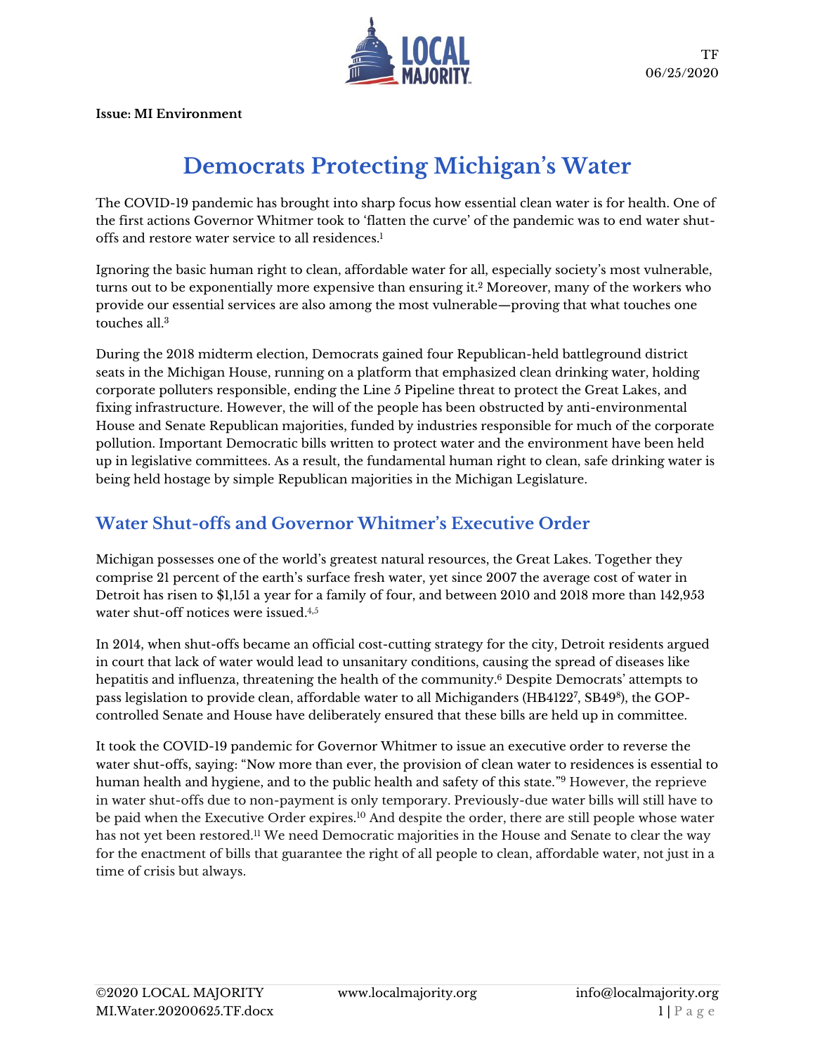TF
06/25/2020

**Issue: MI Environment**

# Democrats Protecting Michigan's Water

The COVID-19 pandemic has brought into sharp focus how essential clean water is for health. One of the first actions Governor Whitmer took to 'flatten the curve' of the pandemic was to end water shut-offs and restore water service to all residences.[1]

Ignoring the basic human right to clean, affordable water for all, especially society's most vulnerable, turns out to be exponentially more expensive than ensuring it.[2] Moreover, many of the workers who provide our essential services are also among the most vulnerable—proving that what touches one touches all.[3]

During the 2018 midterm election, Democrats gained four Republican-held battleground district seats in the Michigan House, running on a platform that emphasized clean drinking water, holding corporate polluters responsible, ending the Line 5 Pipeline threat to protect the Great Lakes, and fixing infrastructure. However, the will of the people has been obstructed by anti-environmental House and Senate Republican majorities, funded by industries responsible for much of the corporate pollution. Important Democratic bills written to protect water and the environment have been held up in legislative committees. As a result, the fundamental human right to clean, safe drinking water is being held hostage by simple Republican majorities in the Michigan Legislature.

## Water Shut-offs and Governor Whitmer's Executive Order

Michigan possesses one of the world's greatest natural resources, the Great Lakes. Together they comprise 21 percent of the earth's surface fresh water, yet since 2007 the average cost of water in Detroit has risen to $1,151 a year for a family of four, and between 2010 and 2018 more than 142,953 water shut-off notices were issued.[4,5]

In 2014, when shut-offs became an official cost-cutting strategy for the city, Detroit residents argued in court that lack of water would lead to unsanitary conditions, causing the spread of diseases like hepatitis and influenza, threatening the health of the community.[6] Despite Democrats' attempts to pass legislation to provide clean, affordable water to all Michiganders (HB4122[7], SB49[8]), the GOP-controlled Senate and House have deliberately ensured that these bills are held up in committee.

It took the COVID-19 pandemic for Governor Whitmer to issue an executive order to reverse the water shut-offs, saying: "Now more than ever, the provision of clean water to residences is essential to human health and hygiene, and to the public health and safety of this state."[9] However, the reprieve in water shut-offs due to non-payment is only temporary. Previously-due water bills will still have to be paid when the Executive Order expires.[10] And despite the order, there are still people whose water has not yet been restored.[11] We need Democratic majorities in the House and Senate to clear the way for the enactment of bills that guarantee the right of all people to clean, affordable water, not just in a time of crisis but always.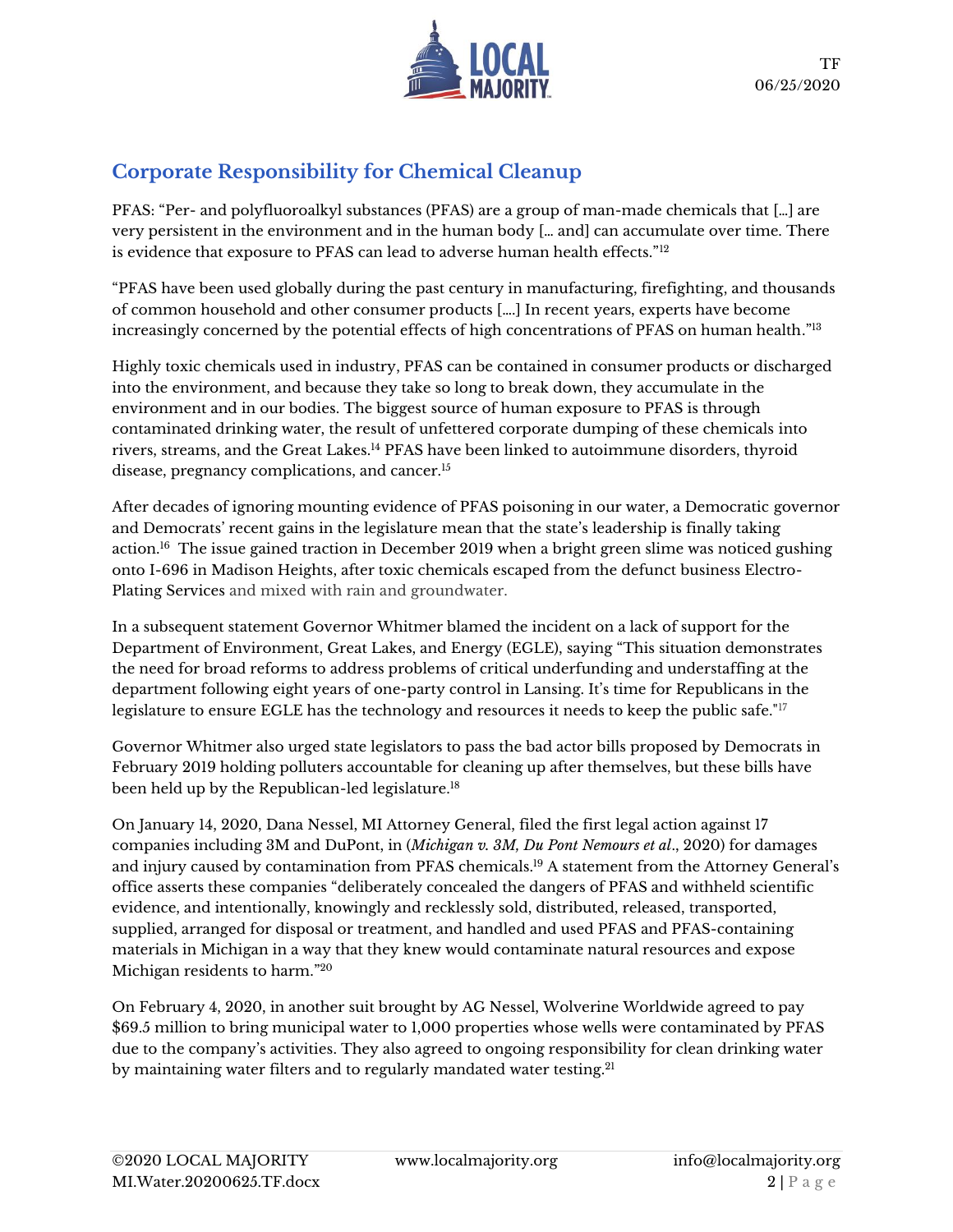## Corporate Responsibility for Chemical Cleanup

PFAS: "Per- and polyfluoroalkyl substances (PFAS) are a group of man-made chemicals that [...] are very persistent in the environment and in the human body [... and] can accumulate over time. There is evidence that exposure to PFAS can lead to adverse human health effects."[12]

"PFAS have been used globally during the past century in manufacturing, firefighting, and thousands of common household and other consumer products [....] In recent years, experts have become increasingly concerned by the potential effects of high concentrations of PFAS on human health."[13]

Highly toxic chemicals used in industry, PFAS can be contained in consumer products or discharged into the environment, and because they take so long to break down, they accumulate in the environment and in our bodies. The biggest source of human exposure to PFAS is through contaminated drinking water, the result of unfettered corporate dumping of these chemicals into rivers, streams, and the Great Lakes.[14] PFAS have been linked to autoimmune disorders, thyroid disease, pregnancy complications, and cancer.[15]

After decades of ignoring mounting evidence of PFAS poisoning in our water, a Democratic governor and Democrats' recent gains in the legislature mean that the state's leadership is finally taking action.[16] The issue gained traction in December 2019 when a bright green slime was noticed gushing onto I-696 in Madison Heights, after toxic chemicals escaped from the defunct business Electro-Plating Services and mixed with rain and groundwater.

In a subsequent statement Governor Whitmer blamed the incident on a lack of support for the Department of Environment, Great Lakes, and Energy (EGLE), saying "This situation demonstrates the need for broad reforms to address problems of critical underfunding and understaffing at the department following eight years of one-party control in Lansing. It's time for Republicans in the legislature to ensure EGLE has the technology and resources it needs to keep the public safe."[17]

Governor Whitmer also urged state legislators to pass the bad actor bills proposed by Democrats in February 2019 holding polluters accountable for cleaning up after themselves, but these bills have been held up by the Republican-led legislature.[18]

On January 14, 2020, Dana Nessel, MI Attorney General, filed the first legal action against 17 companies including 3M and DuPont, in (*Michigan v. 3M, Du Pont Nemours et al*., 2020) for damages and injury caused by contamination from PFAS chemicals.[19] A statement from the Attorney General's office asserts these companies "deliberately concealed the dangers of PFAS and withheld scientific evidence, and intentionally, knowingly and recklessly sold, distributed, released, transported, supplied, arranged for disposal or treatment, and handled and used PFAS and PFAS-containing materials in Michigan in a way that they knew would contaminate natural resources and expose Michigan residents to harm."[20]

On February 4, 2020, in another suit brought by AG Nessel, Wolverine Worldwide agreed to pay $69.5 million to bring municipal water to 1,000 properties whose wells were contaminated by PFAS due to the company's activities. They also agreed to ongoing responsibility for clean drinking water by maintaining water filters and to regularly mandated water testing.[21]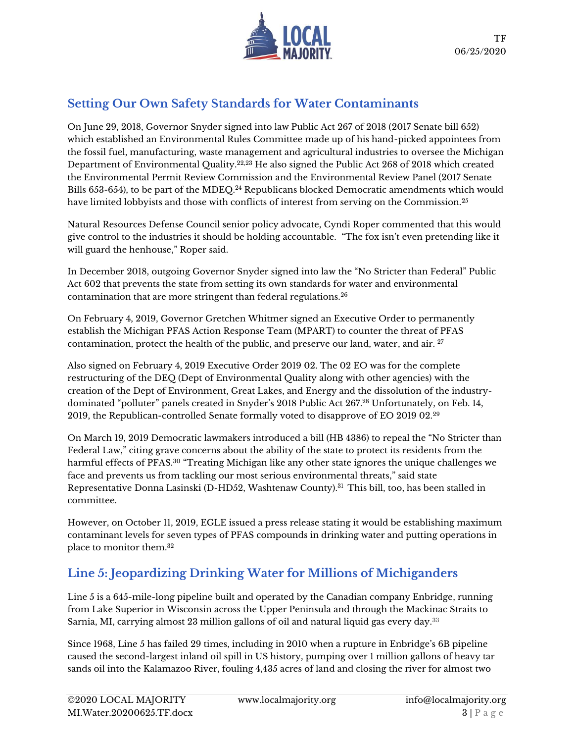## Setting Our Own Safety Standards for Water Contaminants

On June 29, 2018, Governor Snyder signed into law Public Act 267 of 2018 (2017 Senate bill 652) which established an Environmental Rules Committee made up of his hand-picked appointees from the fossil fuel, manufacturing, waste management and agricultural industries to oversee the Michigan Department of Environmental Quality.[22,23] He also signed the Public Act 268 of 2018 which created the Environmental Permit Review Commission and the Environmental Review Panel (2017 Senate Bills 653-654), to be part of the MDEQ.[24] Republicans blocked Democratic amendments which would have limited lobbyists and those with conflicts of interest from serving on the Commission.[25]

Natural Resources Defense Council senior policy advocate, Cyndi Roper commented that this would give control to the industries it should be holding accountable. "The fox isn't even pretending like it will guard the henhouse," Roper said.

In December 2018, outgoing Governor Snyder signed into law the "No Stricter than Federal" Public Act 602 that prevents the state from setting its own standards for water and environmental contamination that are more stringent than federal regulations.[26]

On February 4, 2019, Governor Gretchen Whitmer signed an Executive Order to permanently establish the Michigan PFAS Action Response Team (MPART) to counter the threat of PFAS contamination, protect the health of the public, and preserve our land, water, and air. [27]

Also signed on February 4, 2019 Executive Order 2019 02. The 02 EO was for the complete restructuring of the DEQ (Dept of Environmental Quality along with other agencies) with the creation of the Dept of Environment, Great Lakes, and Energy and the dissolution of the industry-dominated "polluter" panels created in Snyder's 2018 Public Act 267.[28] Unfortunately, on Feb. 14, 2019, the Republican-controlled Senate formally voted to disapprove of EO 2019 02.[29]

On March 19, 2019 Democratic lawmakers introduced a bill (HB 4386) to repeal the "No Stricter than Federal Law," citing grave concerns about the ability of the state to protect its residents from the harmful effects of PFAS.[30] "Treating Michigan like any other state ignores the unique challenges we face and prevents us from tackling our most serious environmental threats," said state Representative Donna Lasinski (D-HD52, Washtenaw County).[31] This bill, too, has been stalled in committee.

However, on October 11, 2019, EGLE issued a press release stating it would be establishing maximum contaminant levels for seven types of PFAS compounds in drinking water and putting operations in place to monitor them.[32]

## Line 5: Jeopardizing Drinking Water for Millions of Michiganders

Line 5 is a 645-mile-long pipeline built and operated by the Canadian company Enbridge, running from Lake Superior in Wisconsin across the Upper Peninsula and through the Mackinac Straits to Sarnia, MI, carrying almost 23 million gallons of oil and natural liquid gas every day.[33]

Since 1968, Line 5 has failed 29 times, including in 2010 when a rupture in Enbridge's 6B pipeline caused the second-largest inland oil spill in US history, pumping over 1 million gallons of heavy tar sands oil into the Kalamazoo River, fouling 4,435 acres of land and closing the river for almost two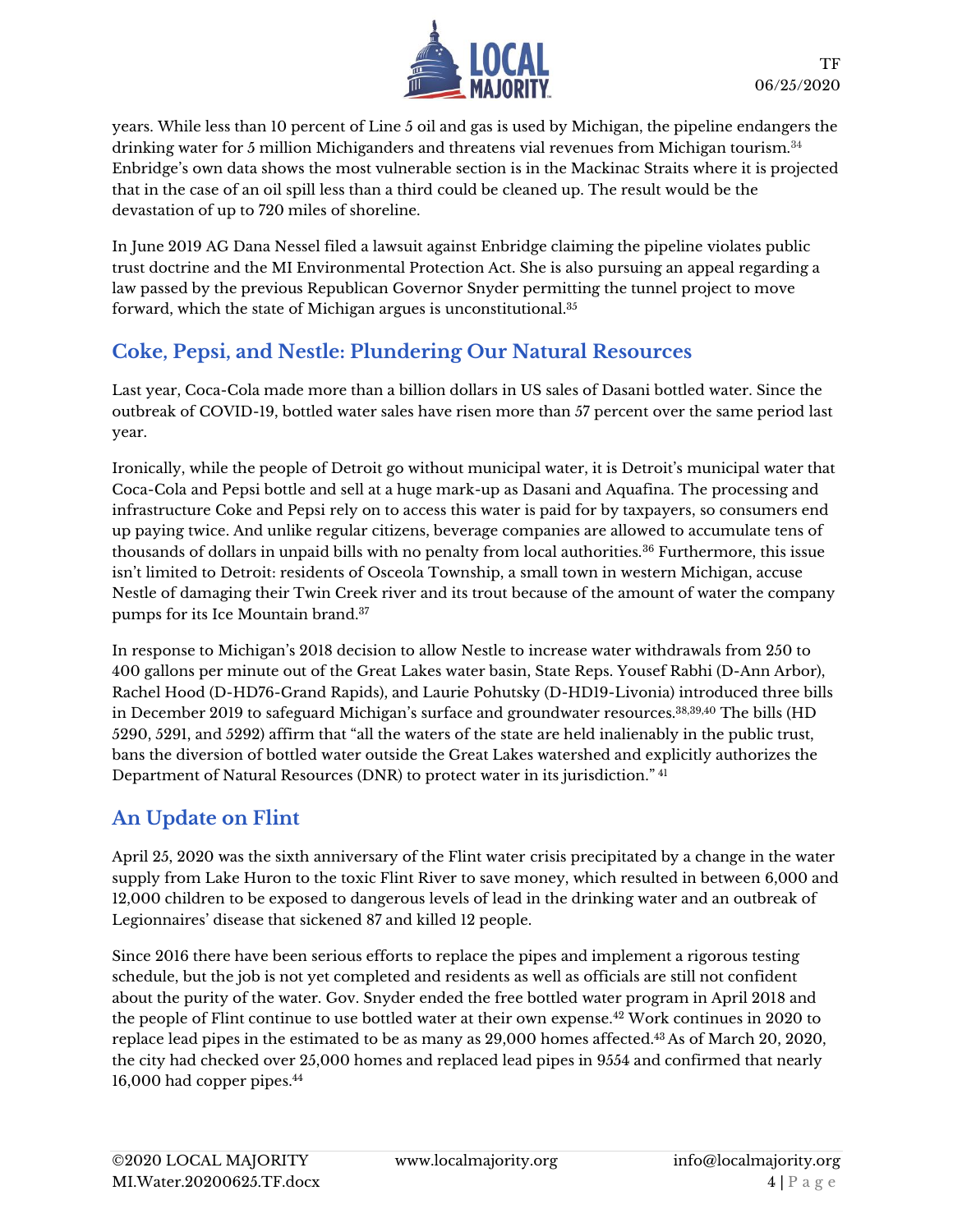years. While less than 10 percent of Line 5 oil and gas is used by Michigan, the pipeline endangers the drinking water for 5 million Michiganders and threatens vial revenues from Michigan tourism.[34] Enbridge's own data shows the most vulnerable section is in the Mackinac Straits where it is projected that in the case of an oil spill less than a third could be cleaned up. The result would be the devastation of up to 720 miles of shoreline.

In June 2019 AG Dana Nessel filed a lawsuit against Enbridge claiming the pipeline violates public trust doctrine and the MI Environmental Protection Act. She is also pursuing an appeal regarding a law passed by the previous Republican Governor Snyder permitting the tunnel project to move forward, which the state of Michigan argues is unconstitutional.[35]

## Coke, Pepsi, and Nestle: Plundering Our Natural Resources

Last year, Coca-Cola made more than a billion dollars in US sales of Dasani bottled water. Since the outbreak of COVID-19, bottled water sales have risen more than 57 percent over the same period last year.

Ironically, while the people of Detroit go without municipal water, it is Detroit's municipal water that Coca-Cola and Pepsi bottle and sell at a huge mark-up as Dasani and Aquafina. The processing and infrastructure Coke and Pepsi rely on to access this water is paid for by taxpayers, so consumers end up paying twice. And unlike regular citizens, beverage companies are allowed to accumulate tens of thousands of dollars in unpaid bills with no penalty from local authorities.[36] Furthermore, this issue isn't limited to Detroit: residents of Osceola Township, a small town in western Michigan, accuse Nestle of damaging their Twin Creek river and its trout because of the amount of water the company pumps for its Ice Mountain brand.[37]

In response to Michigan's 2018 decision to allow Nestle to increase water withdrawals from 250 to 400 gallons per minute out of the Great Lakes water basin, State Reps. Yousef Rabhi (D-Ann Arbor), Rachel Hood (D-HD76-Grand Rapids), and Laurie Pohutsky (D-HD19-Livonia) introduced three bills in December 2019 to safeguard Michigan's surface and groundwater resources.[38,39,40] The bills (HD 5290, 5291, and 5292) affirm that "all the waters of the state are held inalienably in the public trust, bans the diversion of bottled water outside the Great Lakes watershed and explicitly authorizes the Department of Natural Resources (DNR) to protect water in its jurisdiction." [41]

## An Update on Flint

April 25, 2020 was the sixth anniversary of the Flint water crisis precipitated by a change in the water supply from Lake Huron to the toxic Flint River to save money, which resulted in between 6,000 and 12,000 children to be exposed to dangerous levels of lead in the drinking water and an outbreak of Legionnaires' disease that sickened 87 and killed 12 people.

Since 2016 there have been serious efforts to replace the pipes and implement a rigorous testing schedule, but the job is not yet completed and residents as well as officials are still not confident about the purity of the water. Gov. Snyder ended the free bottled water program in April 2018 and the people of Flint continue to use bottled water at their own expense.[42] Work continues in 2020 to replace lead pipes in the estimated to be as many as 29,000 homes affected.[43] As of March 20, 2020, the city had checked over 25,000 homes and replaced lead pipes in 9554 and confirmed that nearly 16,000 had copper pipes.[44]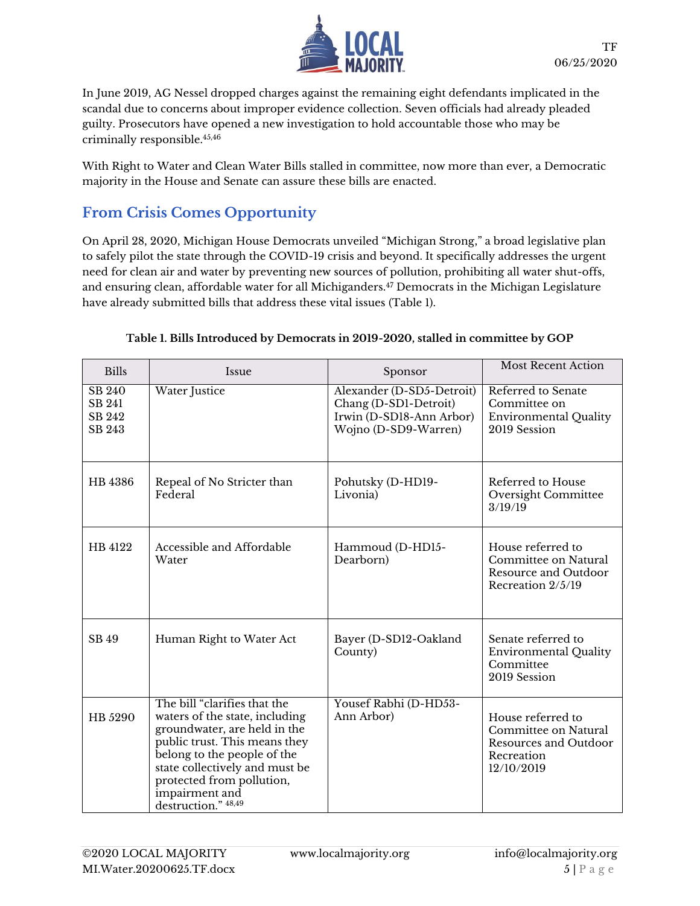In June 2019, AG Nessel dropped charges against the remaining eight defendants implicated in the scandal due to concerns about improper evidence collection. Seven officials had already pleaded guilty. Prosecutors have opened a new investigation to hold accountable those who may be criminally responsible.[45,46]

With Right to Water and Clean Water Bills stalled in committee, now more than ever, a Democratic majority in the House and Senate can assure these bills are enacted.

## From Crisis Comes Opportunity

On April 28, 2020, Michigan House Democrats unveiled "Michigan Strong," a broad legislative plan to safely pilot the state through the COVID-19 crisis and beyond. It specifically addresses the urgent need for clean air and water by preventing new sources of pollution, prohibiting all water shut-offs, and ensuring clean, affordable water for all Michiganders.[47] Democrats in the Michigan Legislature have already submitted bills that address these vital issues (Table 1).

**Table 1. Bills Introduced by Democrats in 2019-2020, stalled in committee by GOP**

| Bills | Issue | Sponsor | Most Recent Action |
|---|---|---|---|
| SB 240<br>SB 241<br>SB 242<br>SB 243 | Water Justice | Alexander (D-SD5-Detroit)<br>Chang (D-SD1-Detroit)<br>Irwin (D-SD18-Ann Arbor)<br>Wojno (D-SD9-Warren) | Referred to Senate Committee on Environmental Quality 2019 Session |
| HB 4386 | Repeal of No Stricter than Federal | Pohutsky (D-HD19-Livonia) | Referred to House Oversight Committee 3/19/19 |
| HB 4122 | Accessible and Affordable Water | Hammoud (D-HD15-Dearborn) | House referred to Committee on Natural Resource and Outdoor Recreation 2/5/19 |
| SB 49 | Human Right to Water Act | Bayer (D-SD12-Oakland County) | Senate referred to Environmental Quality Committee 2019 Session |
| HB 5290 | The bill "clarifies that the waters of the state, including groundwater, are held in the public trust. This means they belong to the people of the state collectively and must be protected from pollution, impairment and destruction." [48,49] | Yousef Rabhi (D-HD53-Ann Arbor) | House referred to Committee on Natural Resources and Outdoor Recreation 12/10/2019 |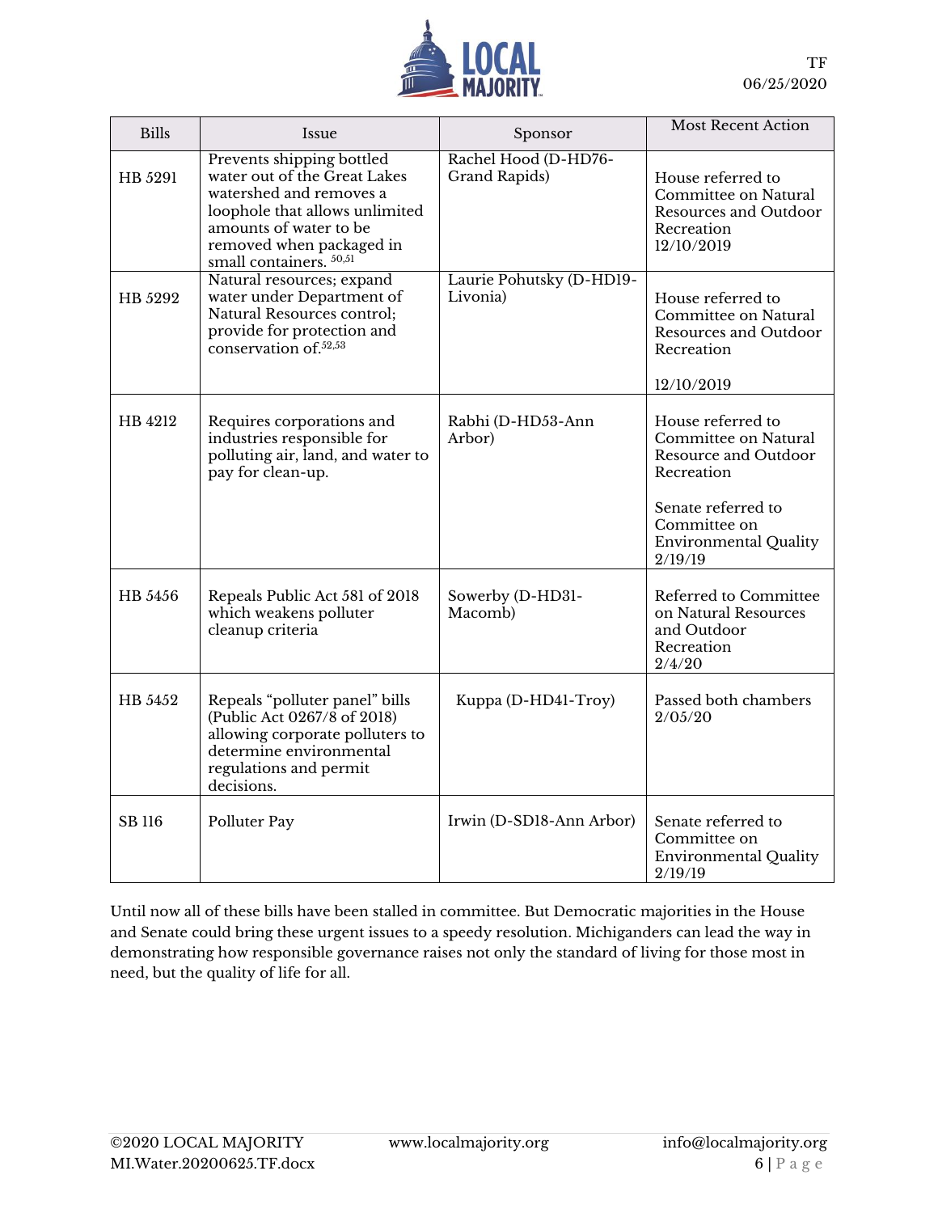| Bills | Issue | Sponsor | Most Recent Action |
|---|---|---|---|
| HB 5291 | Prevents shipping bottled water out of the Great Lakes watershed and removes a loophole that allows unlimited amounts of water to be removed when packaged in small containers. [50,51] | Rachel Hood (D-HD76-Grand Rapids) | House referred to Committee on Natural Resources and Outdoor Recreation 12/10/2019 |
| HB 5292 | Natural resources; expand water under Department of Natural Resources control; provide for protection and conservation of.[52,53] | Laurie Pohutsky (D-HD19-Livonia) | House referred to Committee on Natural Resources and Outdoor Recreation<br><br>12/10/2019 |
| HB 4212 | Requires corporations and industries responsible for polluting air, land, and water to pay for clean-up. | Rabhi (D-HD53-Ann Arbor) | House referred to Committee on Natural Resource and Outdoor Recreation<br><br>Senate referred to Committee on Environmental Quality 2/19/19 |
| HB 5456 | Repeals Public Act 581 of 2018 which weakens polluter cleanup criteria | Sowerby (D-HD31-Macomb) | Referred to Committee on Natural Resources and Outdoor Recreation 2/4/20 |
| HB 5452 | Repeals "polluter panel" bills (Public Act 0267/8 of 2018) allowing corporate polluters to determine environmental regulations and permit decisions. | Kuppa (D-HD41-Troy) | Passed both chambers 2/05/20 |
| SB 116 | Polluter Pay | Irwin (D-SD18-Ann Arbor) | Senate referred to Committee on Environmental Quality 2/19/19 |

Until now all of these bills have been stalled in committee. But Democratic majorities in the House and Senate could bring these urgent issues to a speedy resolution. Michiganders can lead the way in demonstrating how responsible governance raises not only the standard of living for those most in need, but the quality of life for all.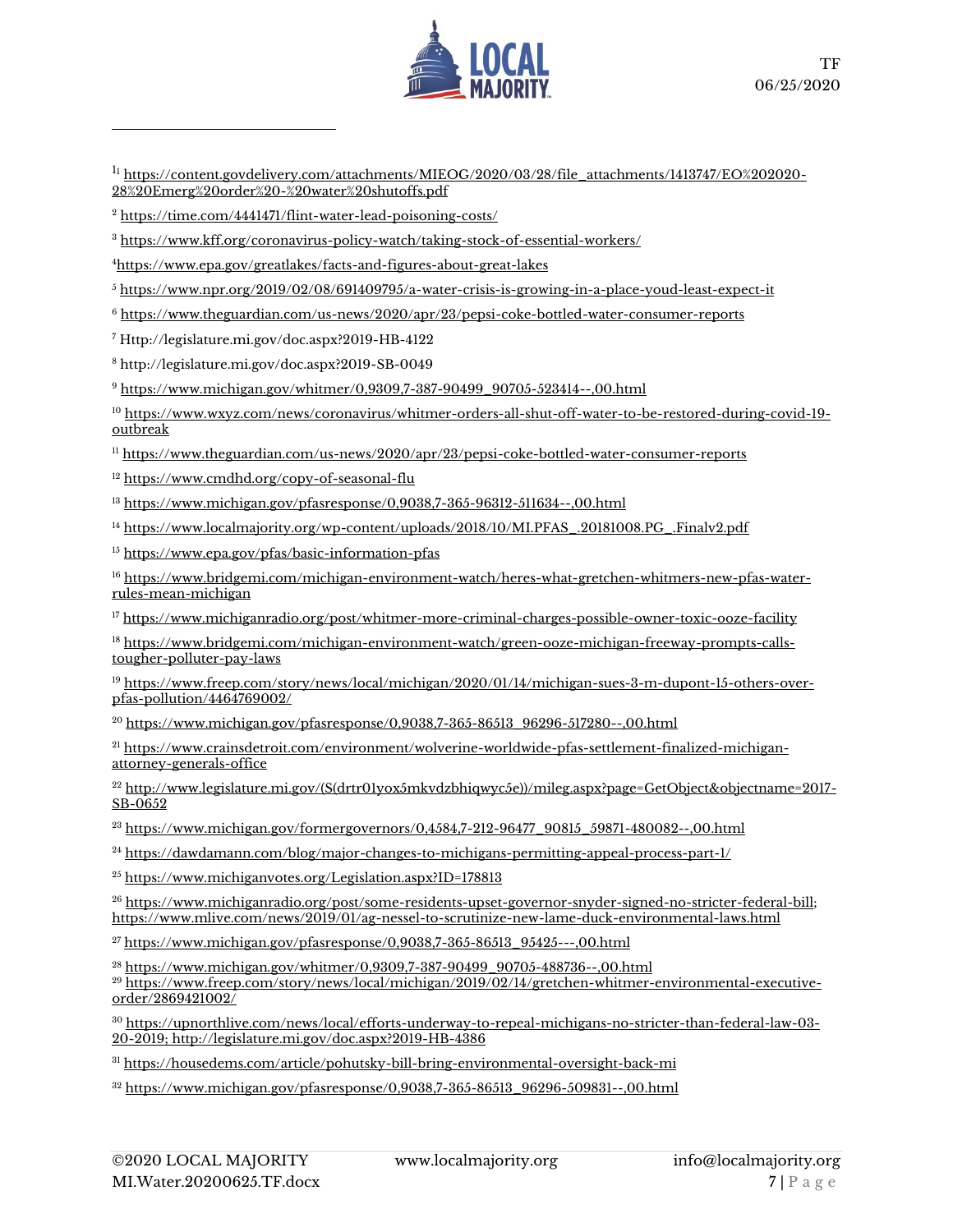[1] https://content.govdelivery.com/attachments/MIEOG/2020/03/28/file_attachments/1413747/EO%202020-28%20Emerg%20order%20-%20water%20shutoffs.pdf

[2] https://time.com/4441471/flint-water-lead-poisoning-costs/

[3] https://www.kff.org/coronavirus-policy-watch/taking-stock-of-essential-workers/

[4] https://www.epa.gov/greatlakes/facts-and-figures-about-great-lakes

[5] https://www.npr.org/2019/02/08/691409795/a-water-crisis-is-growing-in-a-place-youd-least-expect-it

[6] https://www.theguardian.com/us-news/2020/apr/23/pepsi-coke-bottled-water-consumer-reports

[7] Http://legislature.mi.gov/doc.aspx?2019-HB-4122

[8] http://legislature.mi.gov/doc.aspx?2019-SB-0049

[9] https://www.michigan.gov/whitmer/0,9309,7-387-90499_90705-523414--,00.html

[10] https://www.wxyz.com/news/coronavirus/whitmer-orders-all-shut-off-water-to-be-restored-during-covid-19-outbreak

[11] https://www.theguardian.com/us-news/2020/apr/23/pepsi-coke-bottled-water-consumer-reports

[12] https://www.cmdhd.org/copy-of-seasonal-flu

[13] https://www.michigan.gov/pfasresponse/0,9038,7-365-96312-511634--,00.html

[14] https://www.localmajority.org/wp-content/uploads/2018/10/MI.PFAS_.20181008.PG_.Finalv2.pdf

[15] https://www.epa.gov/pfas/basic-information-pfas

[16] https://www.bridgemi.com/michigan-environment-watch/heres-what-gretchen-whitmers-new-pfas-water-rules-mean-michigan

[17] https://www.michiganradio.org/post/whitmer-more-criminal-charges-possible-owner-toxic-ooze-facility

[18] https://www.bridgemi.com/michigan-environment-watch/green-ooze-michigan-freeway-prompts-calls-tougher-polluter-pay-laws

[19] https://www.freep.com/story/news/local/michigan/2020/01/14/michigan-sues-3-m-dupont-15-others-over-pfas-pollution/4464769002/

[20] https://www.michigan.gov/pfasresponse/0,9038,7-365-86513_96296-517280--,00.html

[21] https://www.crainsdetroit.com/environment/wolverine-worldwide-pfas-settlement-finalized-michigan-attorney-generals-office

[22] http://www.legislature.mi.gov/(S(drtr01yox5mkvdzbhiqwyc5e))/mileg.aspx?page=GetObject&objectname=2017-SB-0652

[23] https://www.michigan.gov/formergovernors/0,4584,7-212-96477_90815_59871-480082--,00.html

[24] https://dawdamann.com/blog/major-changes-to-michigans-permitting-appeal-process-part-1/

[25] https://www.michiganvotes.org/Legislation.aspx?ID=178813

[26] https://www.michiganradio.org/post/some-residents-upset-governor-snyder-signed-no-stricter-federal-bill; https://www.mlive.com/news/2019/01/ag-nessel-to-scrutinize-new-lame-duck-environmental-laws.html

[27] https://www.michigan.gov/pfasresponse/0,9038,7-365-86513_95425---,00.html

[28] https://www.michigan.gov/whitmer/0,9309,7-387-90499_90705-488736--,00.html

[29] https://www.freep.com/story/news/local/michigan/2019/02/14/gretchen-whitmer-environmental-executive-order/2869421002/

[30] https://upnorthlive.com/news/local/efforts-underway-to-repeal-michigans-no-stricter-than-federal-law-03-20-2019; http://legislature.mi.gov/doc.aspx?2019-HB-4386

[31] https://housedems.com/article/pohutsky-bill-bring-environmental-oversight-back-mi

[32] https://www.michigan.gov/pfasresponse/0,9038,7-365-86513_96296-509831--,00.html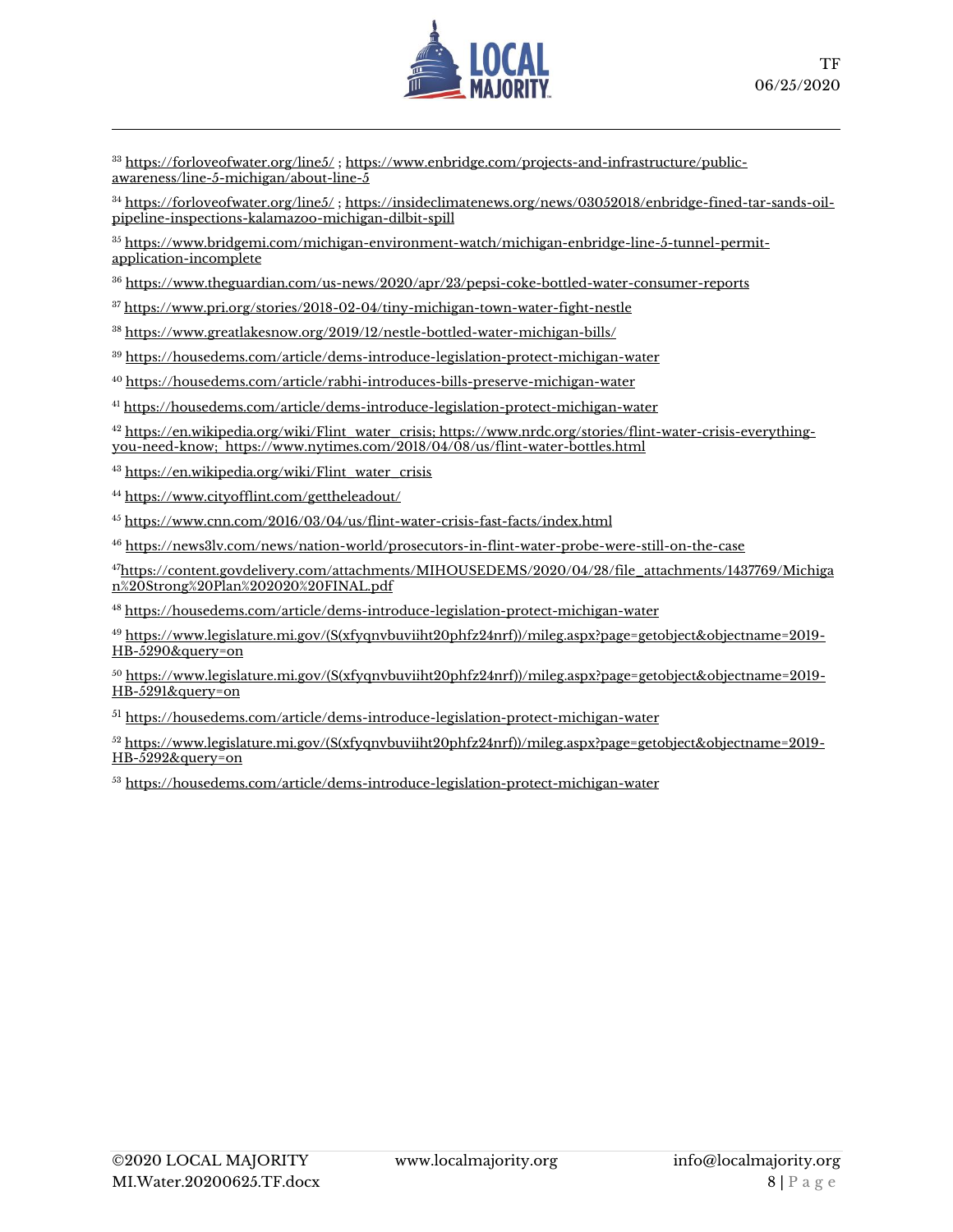[33] https://forloveofwater.org/line5/ ; https://www.enbridge.com/projects-and-infrastructure/public-awareness/line-5-michigan/about-line-5

[34] https://forloveofwater.org/line5/ ; https://insideclimatenews.org/news/03052018/enbridge-fined-tar-sands-oil-pipeline-inspections-kalamazoo-michigan-dilbit-spill

[35] https://www.bridgemi.com/michigan-environment-watch/michigan-enbridge-line-5-tunnel-permit-application-incomplete

[36] https://www.theguardian.com/us-news/2020/apr/23/pepsi-coke-bottled-water-consumer-reports

[37] https://www.pri.org/stories/2018-02-04/tiny-michigan-town-water-fight-nestle

[38] https://www.greatlakesnow.org/2019/12/nestle-bottled-water-michigan-bills/

[39] https://housedems.com/article/dems-introduce-legislation-protect-michigan-water

[40] https://housedems.com/article/rabhi-introduces-bills-preserve-michigan-water

[41] https://housedems.com/article/dems-introduce-legislation-protect-michigan-water

[42] https://en.wikipedia.org/wiki/Flint_water_crisis; https://www.nrdc.org/stories/flint-water-crisis-everything-you-need-know; https://www.nytimes.com/2018/04/08/us/flint-water-bottles.html

[43] https://en.wikipedia.org/wiki/Flint_water_crisis

[44] https://www.cityofflint.com/gettheleadout/

[45] https://www.cnn.com/2016/03/04/us/flint-water-crisis-fast-facts/index.html

[46] https://news3lv.com/news/nation-world/prosecutors-in-flint-water-probe-were-still-on-the-case

[47] https://content.govdelivery.com/attachments/MIHOUSEDEMS/2020/04/28/file_attachments/1437769/Michigan%20Strong%20Plan%202020%20FINAL.pdf

[48] https://housedems.com/article/dems-introduce-legislation-protect-michigan-water

[49] https://www.legislature.mi.gov/(S(xfyqnvbuviiht20phfz24nrf))/mileg.aspx?page=getobject&objectname=2019-HB-5290&query=on

[50] https://www.legislature.mi.gov/(S(xfyqnvbuviiht20phfz24nrf))/mileg.aspx?page=getobject&objectname=2019-HB-5291&query=on

[51] https://housedems.com/article/dems-introduce-legislation-protect-michigan-water

[52] https://www.legislature.mi.gov/(S(xfyqnvbuviiht20phfz24nrf))/mileg.aspx?page=getobject&objectname=2019-HB-5292&query=on

[53] https://housedems.com/article/dems-introduce-legislation-protect-michigan-water